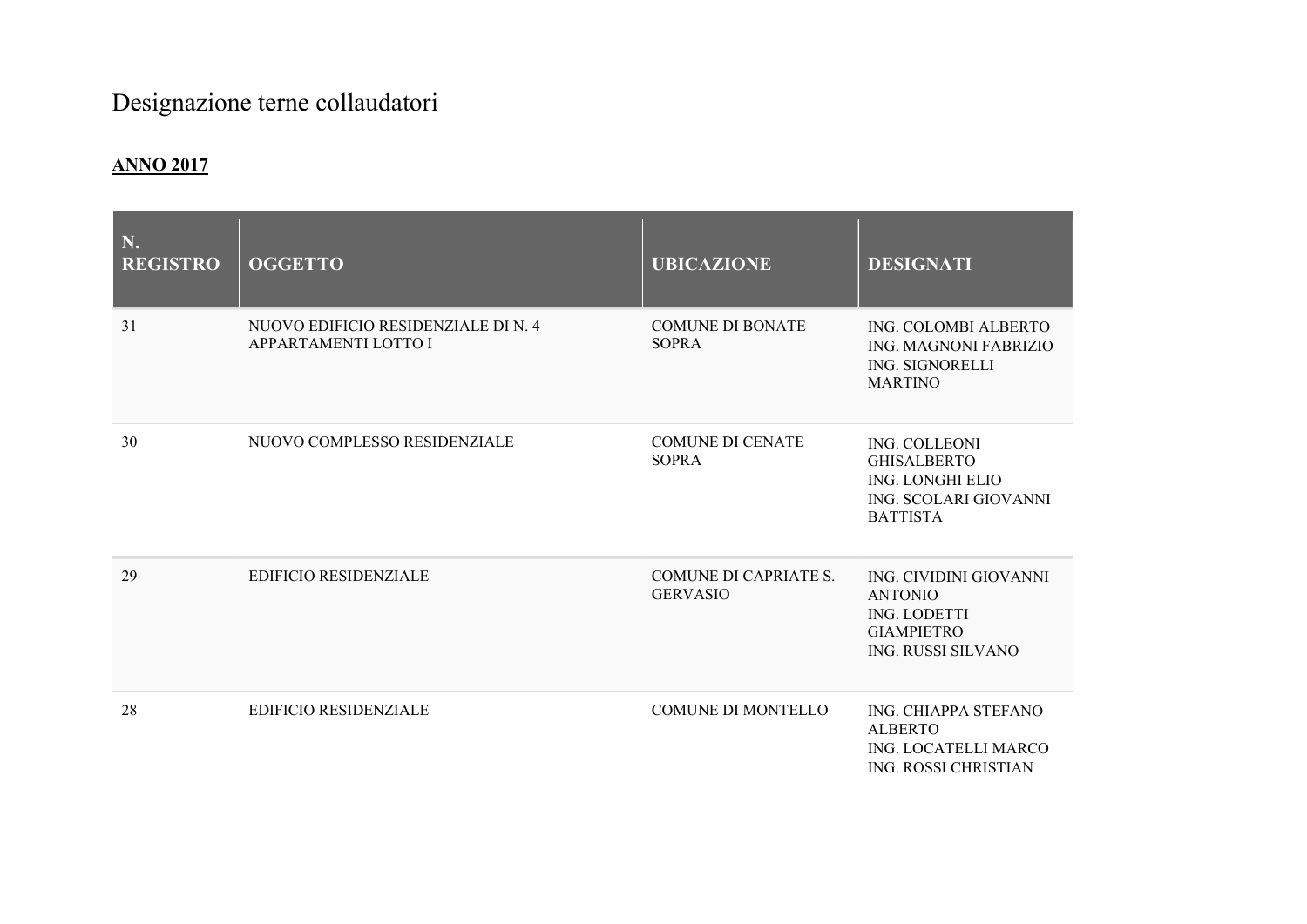# Designazione terne collaudatori

**ANNO 2017**

| N. REGISTRO | OGGETTO | UBICAZIONE | DESIGNATI |
|---|---|---|---|
| 31 | NUOVO EDIFICIO RESIDENZIALE DI N. 4 APPARTAMENTI LOTTO I | COMUNE DI BONATE SOPRA | ING. COLOMBI ALBERTO<br>ING. MAGNONI FABRIZIO<br>ING. SIGNORELLI MARTINO |
| 30 | NUOVO COMPLESSO RESIDENZIALE | COMUNE DI CENATE SOPRA | ING. COLLEONI GHISALBERTO<br>ING. LONGHI ELIO<br>ING. SCOLARI GIOVANNI BATTISTA |
| 29 | EDIFICIO RESIDENZIALE | COMUNE DI CAPRIATE S. GERVASIO | ING. CIVIDINI GIOVANNI ANTONIO<br>ING. LODETTI GIAMPIETRO<br>ING. RUSSI SILVANO |
| 28 | EDIFICIO RESIDENZIALE | COMUNE DI MONTELLO | ING. CHIAPPA STEFANO ALBERTO<br>ING. LOCATELLI MARCO<br>ING. ROSSI CHRISTIAN |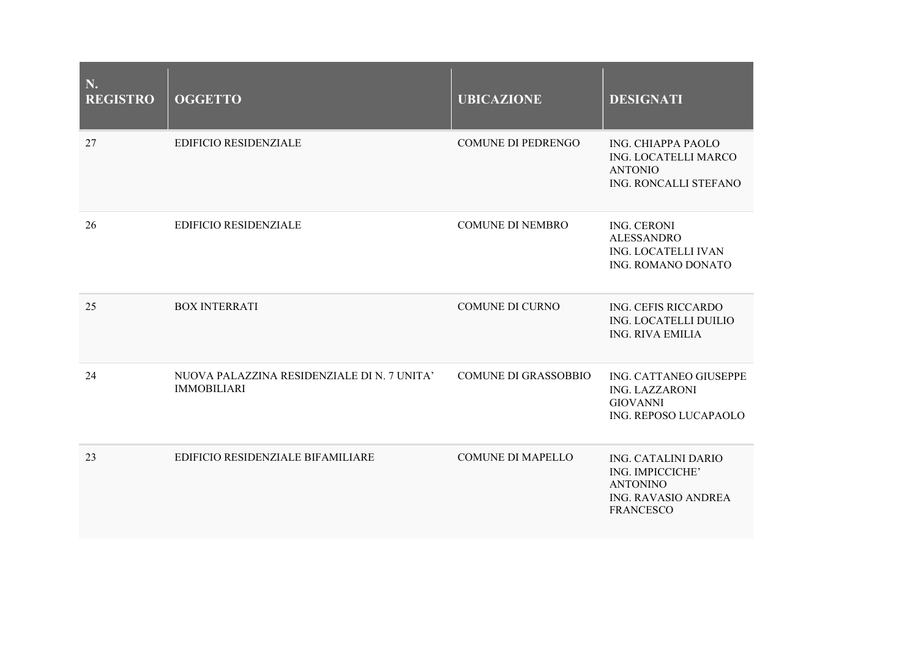| N. REGISTRO | OGGETTO | UBICAZIONE | DESIGNATI |
|---|---|---|---|
| 27 | EDIFICIO RESIDENZIALE | COMUNE DI PEDRENGO | ING. CHIAPPA PAOLO<br>ING. LOCATELLI MARCO ANTONIO<br>ING. RONCALLI STEFANO |
| 26 | EDIFICIO RESIDENZIALE | COMUNE DI NEMBRO | ING. CERONI ALESSANDRO<br>ING. LOCATELLI IVAN<br>ING. ROMANO DONATO |
| 25 | BOX INTERRATI | COMUNE DI CURNO | ING. CEFIS RICCARDO<br>ING. LOCATELLI DUILIO<br>ING. RIVA EMILIA |
| 24 | NUOVA PALAZZINA RESIDENZIALE DI N. 7 UNITA' IMMOBILIARI | COMUNE DI GRASSOBBIO | ING. CATTANEO GIUSEPPE<br>ING. LAZZARONI GIOVANNI<br>ING. REPOSO LUCAPAOLO |
| 23 | EDIFICIO RESIDENZIALE BIFAMILIARE | COMUNE DI MAPELLO | ING. CATALINI DARIO<br>ING. IMPICCICHE' ANTONINO<br>ING. RAVASIO ANDREA FRANCESCO |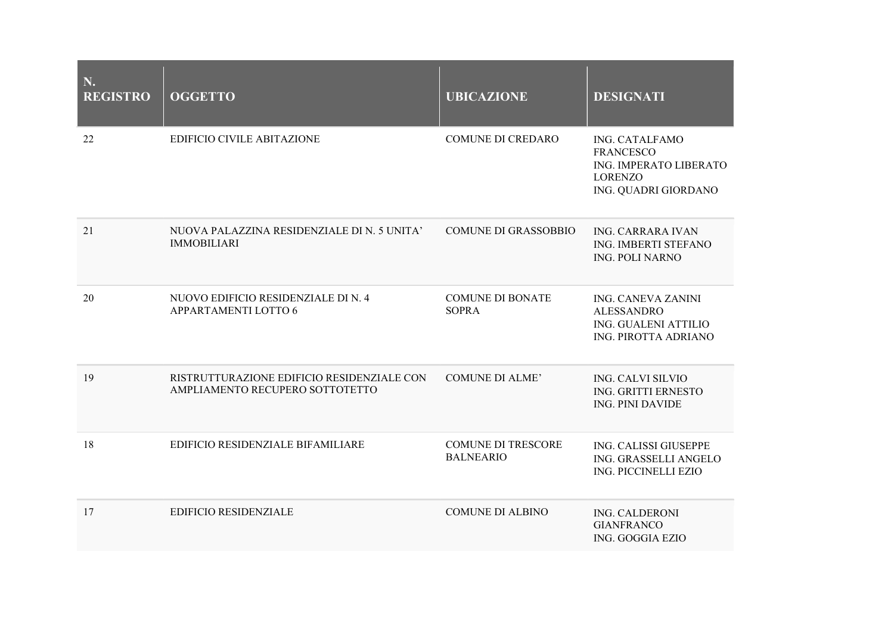| N. REGISTRO | OGGETTO | UBICAZIONE | DESIGNATI |
|---|---|---|---|
| 22 | EDIFICIO CIVILE ABITAZIONE | COMUNE DI CREDARO | ING. CATALFAMO FRANCESCO<br>ING. IMPERATO LIBERATO LORENZO<br>ING. QUADRI GIORDANO |
| 21 | NUOVA PALAZZINA RESIDENZIALE DI N. 5 UNITA' IMMOBILIARI | COMUNE DI GRASSOBBIO | ING. CARRARA IVAN<br>ING. IMBERTI STEFANO<br>ING. POLI NARNO |
| 20 | NUOVO EDIFICIO RESIDENZIALE DI N. 4 APPARTAMENTI LOTTO 6 | COMUNE DI BONATE SOPRA | ING. CANEVA ZANINI ALESSANDRO<br>ING. GUALENI ATTILIO<br>ING. PIROTTA ADRIANO |
| 19 | RISTRUTTURAZIONE EDIFICIO RESIDENZIALE CON AMPLIAMENTO RECUPERO SOTTOTETTO | COMUNE DI ALME' | ING. CALVI SILVIO<br>ING. GRITTI ERNESTO<br>ING. PINI DAVIDE |
| 18 | EDIFICIO RESIDENZIALE BIFAMILIARE | COMUNE DI TRESCORE BALNEARIO | ING. CALISSI GIUSEPPE<br>ING. GRASSELLI ANGELO<br>ING. PICCINELLI EZIO |
| 17 | EDIFICIO RESIDENZIALE | COMUNE DI ALBINO | ING. CALDERONI GIANFRANCO<br>ING. GOGGIA EZIO |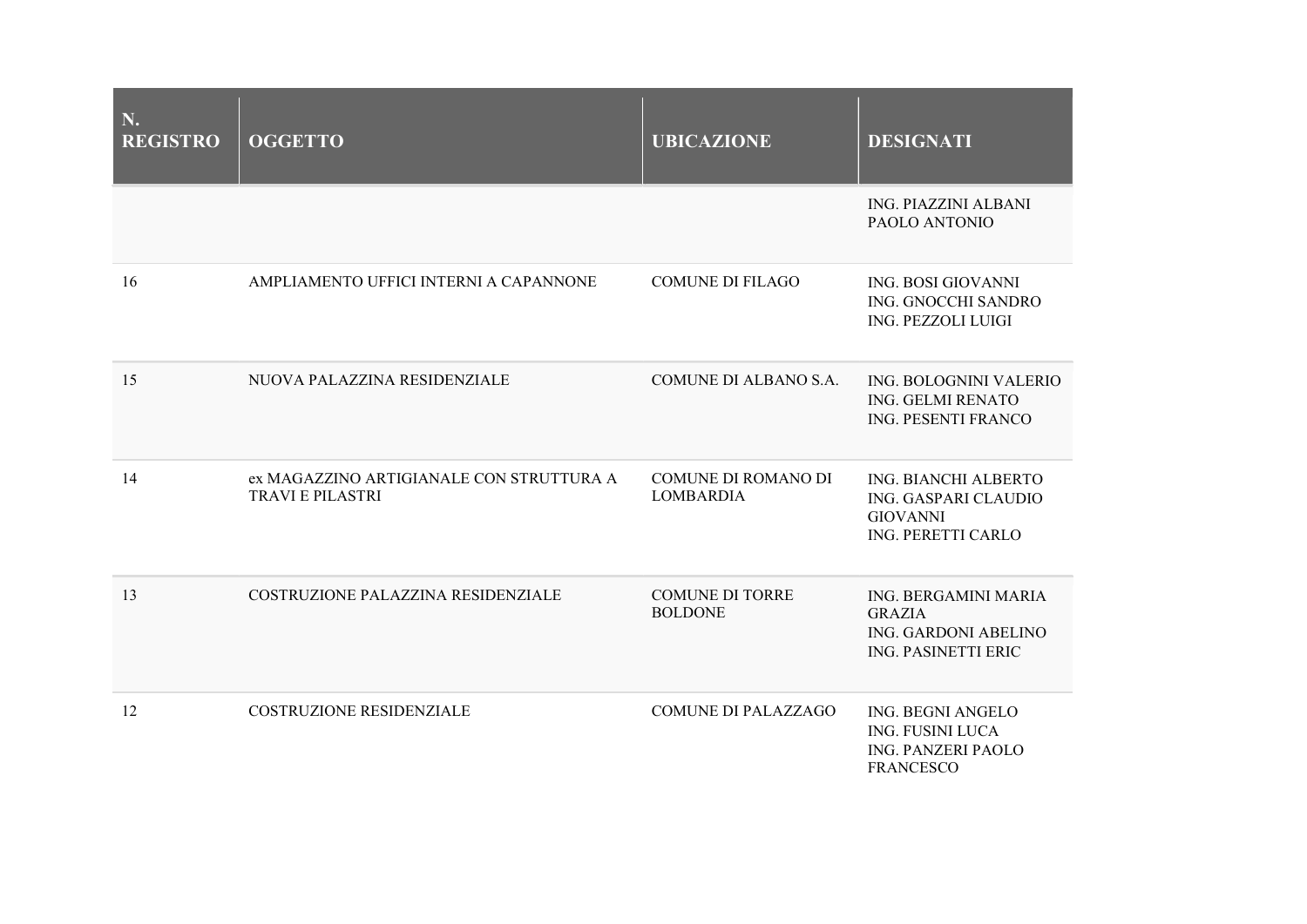| N. REGISTRO | OGGETTO | UBICAZIONE | DESIGNATI |
|---|---|---|---|
| | | | ING. PIAZZINI ALBANI PAOLO ANTONIO |
| 16 | AMPLIAMENTO UFFICI INTERNI A CAPANNONE | COMUNE DI FILAGO | ING. BOSI GIOVANNI<br>ING. GNOCCHI SANDRO<br>ING. PEZZOLI LUIGI |
| 15 | NUOVA PALAZZINA RESIDENZIALE | COMUNE DI ALBANO S.A. | ING. BOLOGNINI VALERIO<br>ING. GELMI RENATO<br>ING. PESENTI FRANCO |
| 14 | ex MAGAZZINO ARTIGIANALE CON STRUTTURA A TRAVI E PILASTRI | COMUNE DI ROMANO DI LOMBARDIA | ING. BIANCHI ALBERTO<br>ING. GASPARI CLAUDIO GIOVANNI<br>ING. PERETTI CARLO |
| 13 | COSTRUZIONE PALAZZINA RESIDENZIALE | COMUNE DI TORRE BOLDONE | ING. BERGAMINI MARIA GRAZIA<br>ING. GARDONI ABELINO<br>ING. PASINETTI ERIC |
| 12 | COSTRUZIONE RESIDENZIALE | COMUNE DI PALAZZAGO | ING. BEGNI ANGELO<br>ING. FUSINI LUCA<br>ING. PANZERI PAOLO FRANCESCO |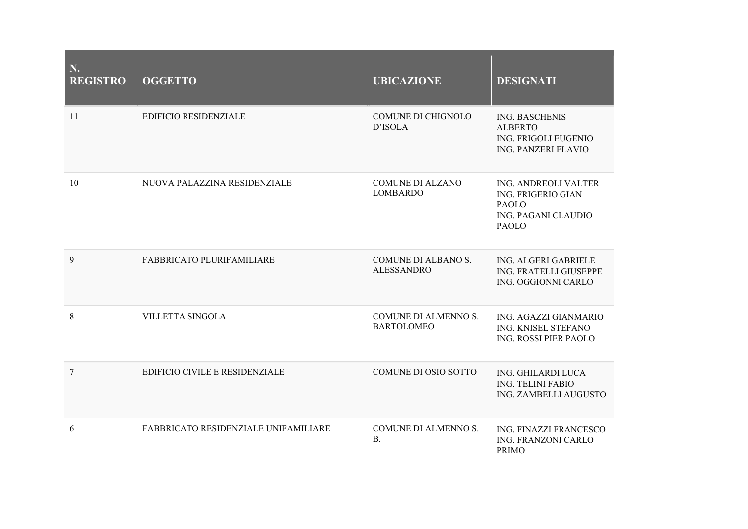| N. REGISTRO | OGGETTO | UBICAZIONE | DESIGNATI |
|---|---|---|---|
| 11 | EDIFICIO RESIDENZIALE | COMUNE DI CHIGNOLO D'ISOLA | ING. BASCHENIS ALBERTO<br>ING. FRIGOLI EUGENIO<br>ING. PANZERI FLAVIO |
| 10 | NUOVA PALAZZINA RESIDENZIALE | COMUNE DI ALZANO LOMBARDO | ING. ANDREOLI VALTER<br>ING. FRIGERIO GIAN PAOLO<br>ING. PAGANI CLAUDIO PAOLO |
| 9 | FABBRICATO PLURIFAMILIARE | COMUNE DI ALBANO S. ALESSANDRO | ING. ALGERI GABRIELE<br>ING. FRATELLI GIUSEPPE<br>ING. OGGIONNI CARLO |
| 8 | VILLETTA SINGOLA | COMUNE DI ALMENNO S. BARTOLOMEO | ING. AGAZZI GIANMARIO<br>ING. KNISEL STEFANO<br>ING. ROSSI PIER PAOLO |
| 7 | EDIFICIO CIVILE E RESIDENZIALE | COMUNE DI OSIO SOTTO | ING. GHILARDI LUCA<br>ING. TELINI FABIO<br>ING. ZAMBELLI AUGUSTO |
| 6 | FABBRICATO RESIDENZIALE UNIFAMILIARE | COMUNE DI ALMENNO S. B. | ING. FINAZZI FRANCESCO<br>ING. FRANZONI CARLO PRIMO |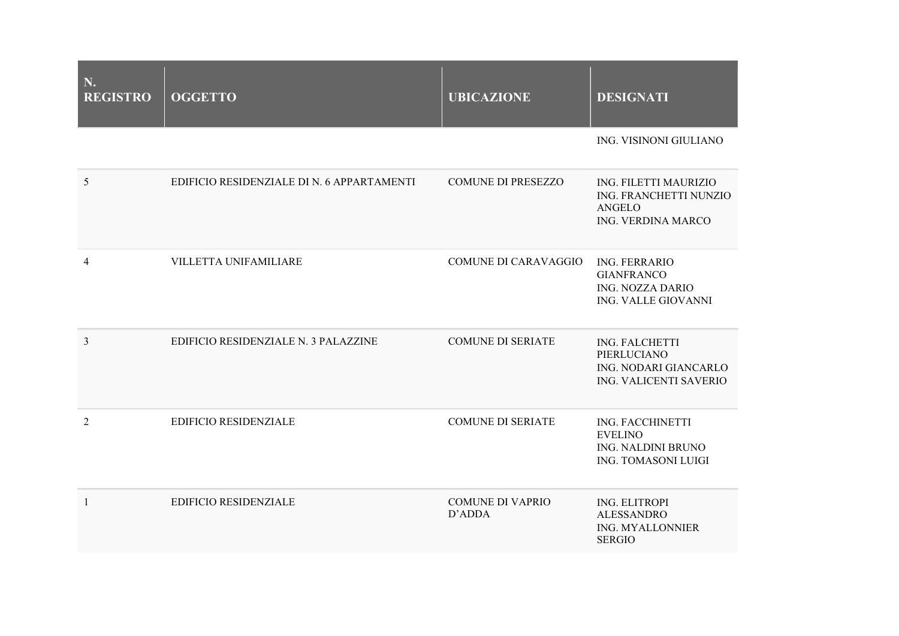| N. REGISTRO | OGGETTO | UBICAZIONE | DESIGNATI |
|---|---|---|---|
| | | | ING. VISINONI GIULIANO |
| 5 | EDIFICIO RESIDENZIALE DI N. 6 APPARTAMENTI | COMUNE DI PRESEZZO | ING. FILETTI MAURIZIO<br>ING. FRANCHETTI NUNZIO ANGELO<br>ING. VERDINA MARCO |
| 4 | VILLETTA UNIFAMILIARE | COMUNE DI CARAVAGGIO | ING. FERRARIO GIANFRANCO<br>ING. NOZZA DARIO<br>ING. VALLE GIOVANNI |
| 3 | EDIFICIO RESIDENZIALE N. 3 PALAZZINE | COMUNE DI SERIATE | ING. FALCHETTI PIERLUCIANO<br>ING. NODARI GIANCARLO<br>ING. VALICENTI SAVERIO |
| 2 | EDIFICIO RESIDENZIALE | COMUNE DI SERIATE | ING. FACCHINETTI EVELINO<br>ING. NALDINI BRUNO<br>ING. TOMASONI LUIGI |
| 1 | EDIFICIO RESIDENZIALE | COMUNE DI VAPRIO D’ADDA | ING. ELITROPI ALESSANDRO<br>ING. MYALLONNIER SERGIO |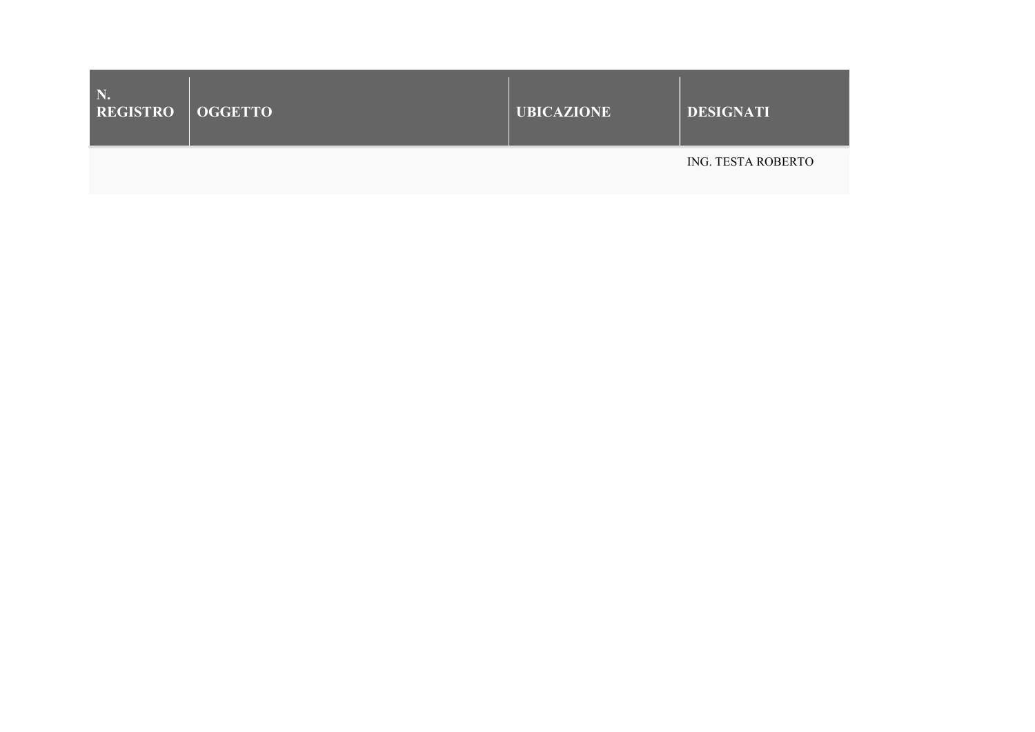| N. REGISTRO | OGGETTO | UBICAZIONE | DESIGNATI |
| --- | --- | --- | --- |
| | | | ING. TESTA ROBERTO |